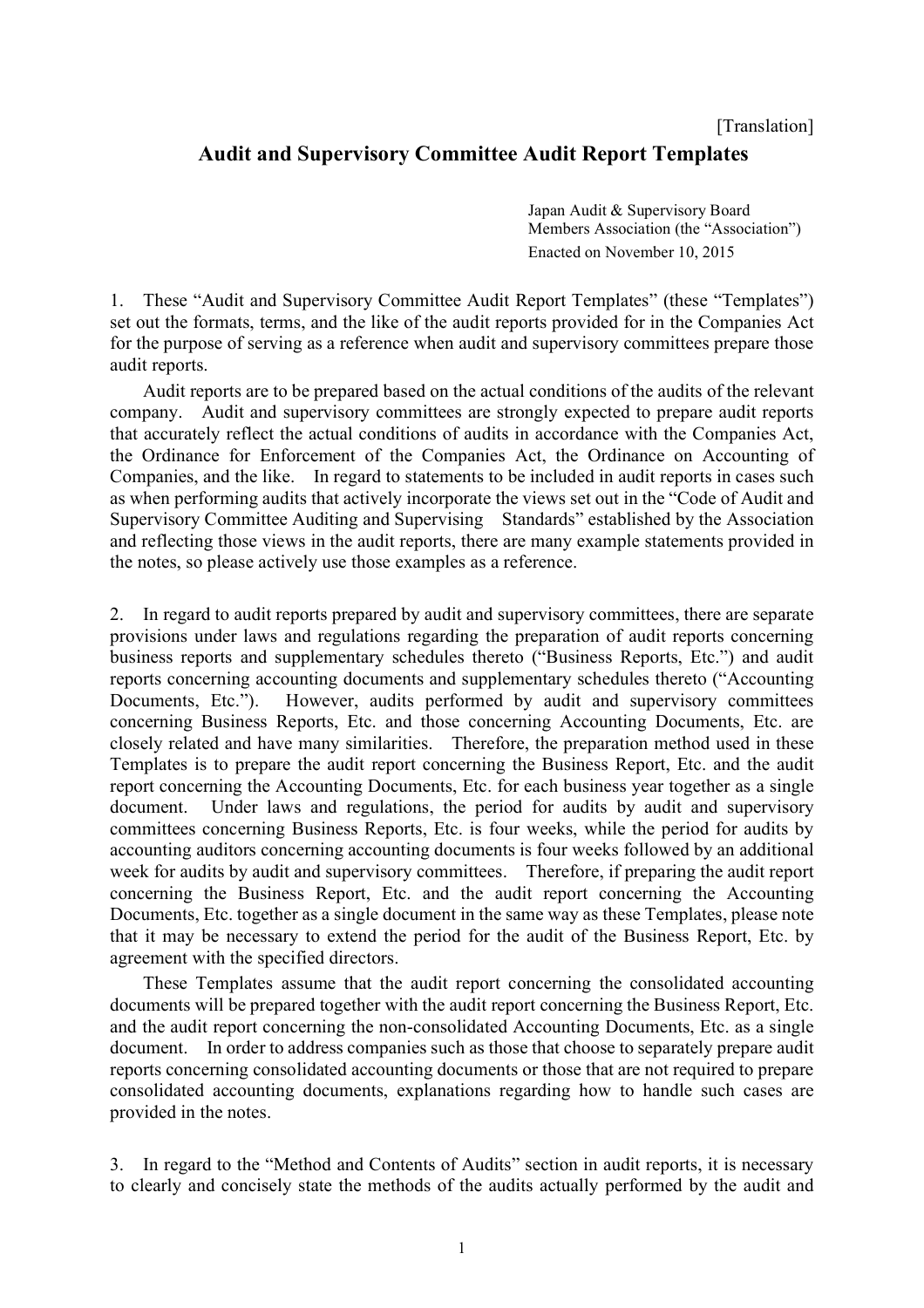[Translation]

# Audit and Supervisory Committee Audit Report Templates

Japan Audit & Supervisory Board Members Association (the "Association")
Enacted on November 10, 2015

1. These "Audit and Supervisory Committee Audit Report Templates" (these "Templates") set out the formats, terms, and the like of the audit reports provided for in the Companies Act for the purpose of serving as a reference when audit and supervisory committees prepare those audit reports.

   Audit reports are to be prepared based on the actual conditions of the audits of the relevant company. Audit and supervisory committees are strongly expected to prepare audit reports that accurately reflect the actual conditions of audits in accordance with the Companies Act, the Ordinance for Enforcement of the Companies Act, the Ordinance on Accounting of Companies, and the like. In regard to statements to be included in audit reports in cases such as when performing audits that actively incorporate the views set out in the "Code of Audit and Supervisory Committee Auditing and Supervising Standards" established by the Association and reflecting those views in the audit reports, there are many example statements provided in the notes, so please actively use those examples as a reference.

2. In regard to audit reports prepared by audit and supervisory committees, there are separate provisions under laws and regulations regarding the preparation of audit reports concerning business reports and supplementary schedules thereto ("Business Reports, Etc.") and audit reports concerning accounting documents and supplementary schedules thereto ("Accounting Documents, Etc."). However, audits performed by audit and supervisory committees concerning Business Reports, Etc. and those concerning Accounting Documents, Etc. are closely related and have many similarities. Therefore, the preparation method used in these Templates is to prepare the audit report concerning the Business Report, Etc. and the audit report concerning the Accounting Documents, Etc. for each business year together as a single document. Under laws and regulations, the period for audits by audit and supervisory committees concerning Business Reports, Etc. is four weeks, while the period for audits by accounting auditors concerning accounting documents is four weeks followed by an additional week for audits by audit and supervisory committees. Therefore, if preparing the audit report concerning the Business Report, Etc. and the audit report concerning the Accounting Documents, Etc. together as a single document in the same way as these Templates, please note that it may be necessary to extend the period for the audit of the Business Report, Etc. by agreement with the specified directors.

   These Templates assume that the audit report concerning the consolidated accounting documents will be prepared together with the audit report concerning the Business Report, Etc. and the audit report concerning the non-consolidated Accounting Documents, Etc. as a single document. In order to address companies such as those that choose to separately prepare audit reports concerning consolidated accounting documents or those that are not required to prepare consolidated accounting documents, explanations regarding how to handle such cases are provided in the notes.

3. In regard to the "Method and Contents of Audits" section in audit reports, it is necessary to clearly and concisely state the methods of the audits actually performed by the audit and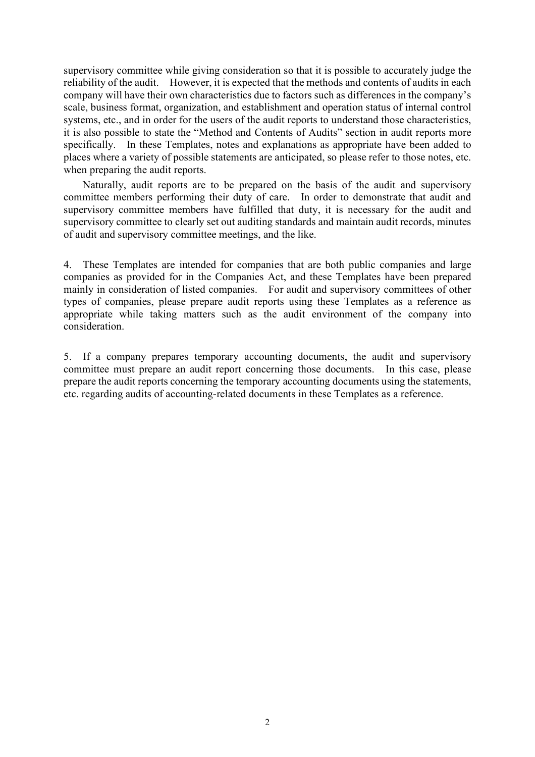supervisory committee while giving consideration so that it is possible to accurately judge the reliability of the audit. However, it is expected that the methods and contents of audits in each company will have their own characteristics due to factors such as differences in the company's scale, business format, organization, and establishment and operation status of internal control systems, etc., and in order for the users of the audit reports to understand those characteristics, it is also possible to state the "Method and Contents of Audits" section in audit reports more specifically. In these Templates, notes and explanations as appropriate have been added to places where a variety of possible statements are anticipated, so please refer to those notes, etc. when preparing the audit reports.

Naturally, audit reports are to be prepared on the basis of the audit and supervisory committee members performing their duty of care. In order to demonstrate that audit and supervisory committee members have fulfilled that duty, it is necessary for the audit and supervisory committee to clearly set out auditing standards and maintain audit records, minutes of audit and supervisory committee meetings, and the like.

4. These Templates are intended for companies that are both public companies and large companies as provided for in the Companies Act, and these Templates have been prepared mainly in consideration of listed companies. For audit and supervisory committees of other types of companies, please prepare audit reports using these Templates as a reference as appropriate while taking matters such as the audit environment of the company into consideration.

5. If a company prepares temporary accounting documents, the audit and supervisory committee must prepare an audit report concerning those documents. In this case, please prepare the audit reports concerning the temporary accounting documents using the statements, etc. regarding audits of accounting-related documents in these Templates as a reference.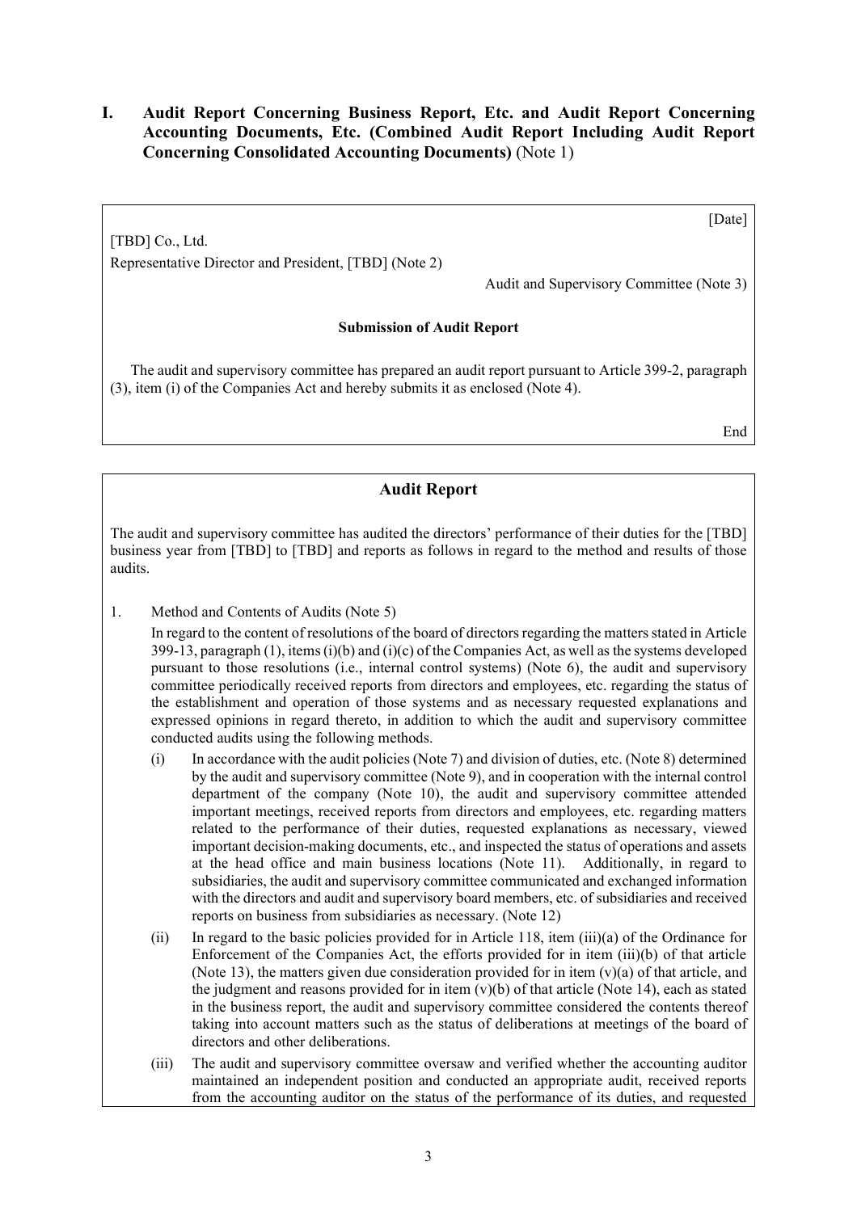# I. Audit Report Concerning Business Report, Etc. and Audit Report Concerning Accounting Documents, Etc. (Combined Audit Report Including Audit Report Concerning Consolidated Accounting Documents) (Note 1)

[Date]

[TBD] Co., Ltd.

Representative Director and President, [TBD] (Note 2)

Audit and Supervisory Committee (Note 3)

**Submission of Audit Report**

The audit and supervisory committee has prepared an audit report pursuant to Article 399-2, paragraph (3), item (i) of the Companies Act and hereby submits it as enclosed (Note 4).

End

---

## Audit Report

The audit and supervisory committee has audited the directors' performance of their duties for the [TBD] business year from [TBD] to [TBD] and reports as follows in regard to the method and results of those audits.

1. Method and Contents of Audits (Note 5)

   In regard to the content of resolutions of the board of directors regarding the matters stated in Article 399-13, paragraph (1), items (i)(b) and (i)(c) of the Companies Act, as well as the systems developed pursuant to those resolutions (i.e., internal control systems) (Note 6), the audit and supervisory committee periodically received reports from directors and employees, etc. regarding the status of the establishment and operation of those systems and as necessary requested explanations and expressed opinions in regard thereto, in addition to which the audit and supervisory committee conducted audits using the following methods.

   (i) In accordance with the audit policies (Note 7) and division of duties, etc. (Note 8) determined by the audit and supervisory committee (Note 9), and in cooperation with the internal control department of the company (Note 10), the audit and supervisory committee attended important meetings, received reports from directors and employees, etc. regarding matters related to the performance of their duties, requested explanations as necessary, viewed important decision-making documents, etc., and inspected the status of operations and assets at the head office and main business locations (Note 11). Additionally, in regard to subsidiaries, the audit and supervisory committee communicated and exchanged information with the directors and audit and supervisory board members, etc. of subsidiaries and received reports on business from subsidiaries as necessary. (Note 12)

   (ii) In regard to the basic policies provided for in Article 118, item (iii)(a) of the Ordinance for Enforcement of the Companies Act, the efforts provided for in item (iii)(b) of that article (Note 13), the matters given due consideration provided for in item (v)(a) of that article, and the judgment and reasons provided for in item (v)(b) of that article (Note 14), each as stated in the business report, the audit and supervisory committee considered the contents thereof taking into account matters such as the status of deliberations at meetings of the board of directors and other deliberations.

   (iii) The audit and supervisory committee oversaw and verified whether the accounting auditor maintained an independent position and conducted an appropriate audit, received reports from the accounting auditor on the status of the performance of its duties, and requested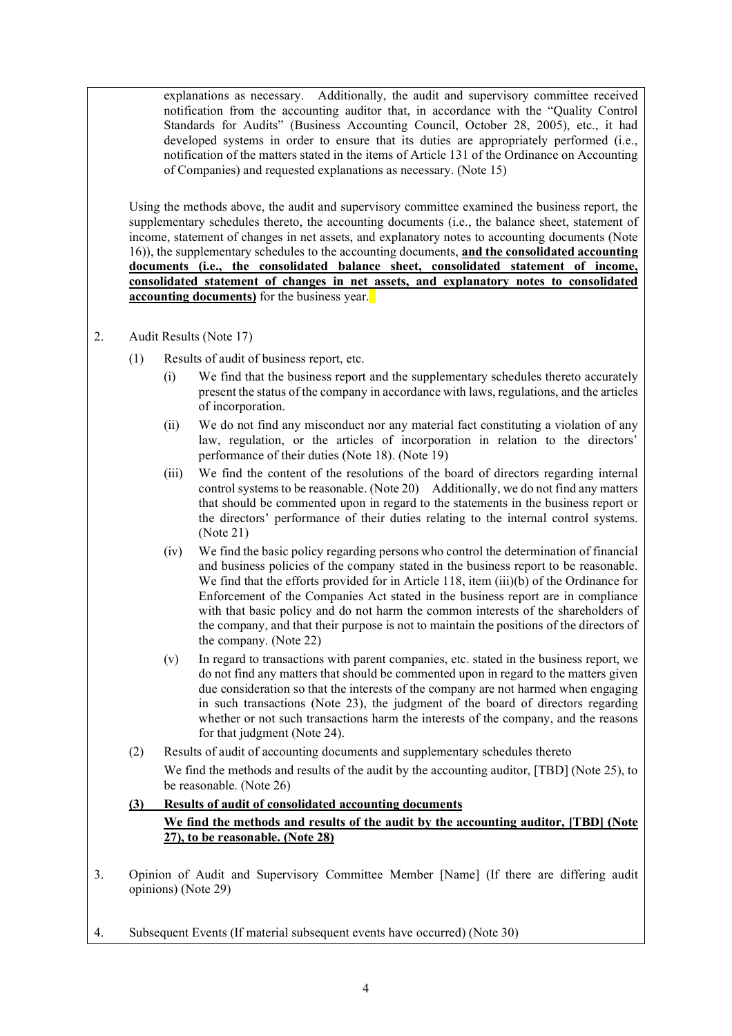explanations as necessary. Additionally, the audit and supervisory committee received notification from the accounting auditor that, in accordance with the "Quality Control Standards for Audits" (Business Accounting Council, October 28, 2005), etc., it had developed systems in order to ensure that its duties are appropriately performed (i.e., notification of the matters stated in the items of Article 131 of the Ordinance on Accounting of Companies) and requested explanations as necessary. (Note 15)

Using the methods above, the audit and supervisory committee examined the business report, the supplementary schedules thereto, the accounting documents (i.e., the balance sheet, statement of income, statement of changes in net assets, and explanatory notes to accounting documents (Note 16)), the supplementary schedules to the accounting documents, **and the consolidated accounting documents (i.e., the consolidated balance sheet, consolidated statement of income, consolidated statement of changes in net assets, and explanatory notes to consolidated accounting documents)** for the business year.

2. Audit Results (Note 17)

   (1) Results of audit of business report, etc.

      (i) We find that the business report and the supplementary schedules thereto accurately present the status of the company in accordance with laws, regulations, and the articles of incorporation.

      (ii) We do not find any misconduct nor any material fact constituting a violation of any law, regulation, or the articles of incorporation in relation to the directors' performance of their duties (Note 18). (Note 19)

      (iii) We find the content of the resolutions of the board of directors regarding internal control systems to be reasonable. (Note 20) Additionally, we do not find any matters that should be commented upon in regard to the statements in the business report or the directors' performance of their duties relating to the internal control systems. (Note 21)

      (iv) We find the basic policy regarding persons who control the determination of financial and business policies of the company stated in the business report to be reasonable. We find that the efforts provided for in Article 118, item (iii)(b) of the Ordinance for Enforcement of the Companies Act stated in the business report are in compliance with that basic policy and do not harm the common interests of the shareholders of the company, and that their purpose is not to maintain the positions of the directors of the company. (Note 22)

      (v) In regard to transactions with parent companies, etc. stated in the business report, we do not find any matters that should be commented upon in regard to the matters given due consideration so that the interests of the company are not harmed when engaging in such transactions (Note 23), the judgment of the board of directors regarding whether or not such transactions harm the interests of the company, and the reasons for that judgment (Note 24).

   (2) Results of audit of accounting documents and supplementary schedules thereto

      We find the methods and results of the audit by the accounting auditor, [TBD] (Note 25), to be reasonable. (Note 26)

   **(3) Results of audit of consolidated accounting documents**

      **We find the methods and results of the audit by the accounting auditor, [TBD] (Note 27), to be reasonable. (Note 28)**

3. Opinion of Audit and Supervisory Committee Member [Name] (If there are differing audit opinions) (Note 29)

4. Subsequent Events (If material subsequent events have occurred) (Note 30)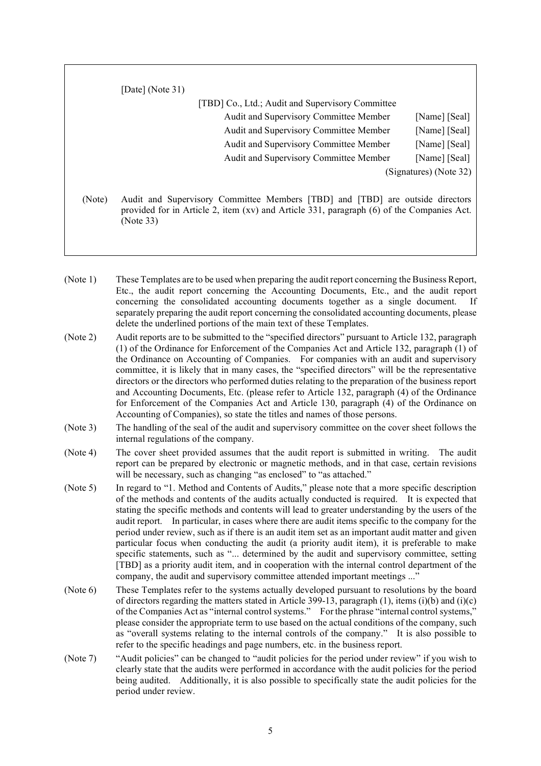[Date] (Note 31)

[TBD] Co., Ltd.; Audit and Supervisory Committee

Audit and Supervisory Committee Member [Name] [Seal]

Audit and Supervisory Committee Member [Name] [Seal]

Audit and Supervisory Committee Member [Name] [Seal]

Audit and Supervisory Committee Member [Name] [Seal]

(Signatures) (Note 32)

(Note) Audit and Supervisory Committee Members [TBD] and [TBD] are outside directors provided for in Article 2, item (xv) and Article 331, paragraph (6) of the Companies Act. (Note 33)

---

(Note 1) These Templates are to be used when preparing the audit report concerning the Business Report, Etc., the audit report concerning the Accounting Documents, Etc., and the audit report concerning the consolidated accounting documents together as a single document. If separately preparing the audit report concerning the consolidated accounting documents, please delete the underlined portions of the main text of these Templates.

(Note 2) Audit reports are to be submitted to the "specified directors" pursuant to Article 132, paragraph (1) of the Ordinance for Enforcement of the Companies Act and Article 132, paragraph (1) of the Ordinance on Accounting of Companies. For companies with an audit and supervisory committee, it is likely that in many cases, the "specified directors" will be the representative directors or the directors who performed duties relating to the preparation of the business report and Accounting Documents, Etc. (please refer to Article 132, paragraph (4) of the Ordinance for Enforcement of the Companies Act and Article 130, paragraph (4) of the Ordinance on Accounting of Companies), so state the titles and names of those persons.

(Note 3) The handling of the seal of the audit and supervisory committee on the cover sheet follows the internal regulations of the company.

(Note 4) The cover sheet provided assumes that the audit report is submitted in writing. The audit report can be prepared by electronic or magnetic methods, and in that case, certain revisions will be necessary, such as changing "as enclosed" to "as attached."

(Note 5) In regard to "1. Method and Contents of Audits," please note that a more specific description of the methods and contents of the audits actually conducted is required. It is expected that stating the specific methods and contents will lead to greater understanding by the users of the audit report. In particular, in cases where there are audit items specific to the company for the period under review, such as if there is an audit item set as an important audit matter and given particular focus when conducting the audit (a priority audit item), it is preferable to make specific statements, such as "... determined by the audit and supervisory committee, setting [TBD] as a priority audit item, and in cooperation with the internal control department of the company, the audit and supervisory committee attended important meetings ..."

(Note 6) These Templates refer to the systems actually developed pursuant to resolutions by the board of directors regarding the matters stated in Article 399-13, paragraph (1), items (i)(b) and (i)(c) of the Companies Act as "internal control systems." For the phrase "internal control systems," please consider the appropriate term to use based on the actual conditions of the company, such as "overall systems relating to the internal controls of the company." It is also possible to refer to the specific headings and page numbers, etc. in the business report.

(Note 7) "Audit policies" can be changed to "audit policies for the period under review" if you wish to clearly state that the audits were performed in accordance with the audit policies for the period being audited. Additionally, it is also possible to specifically state the audit policies for the period under review.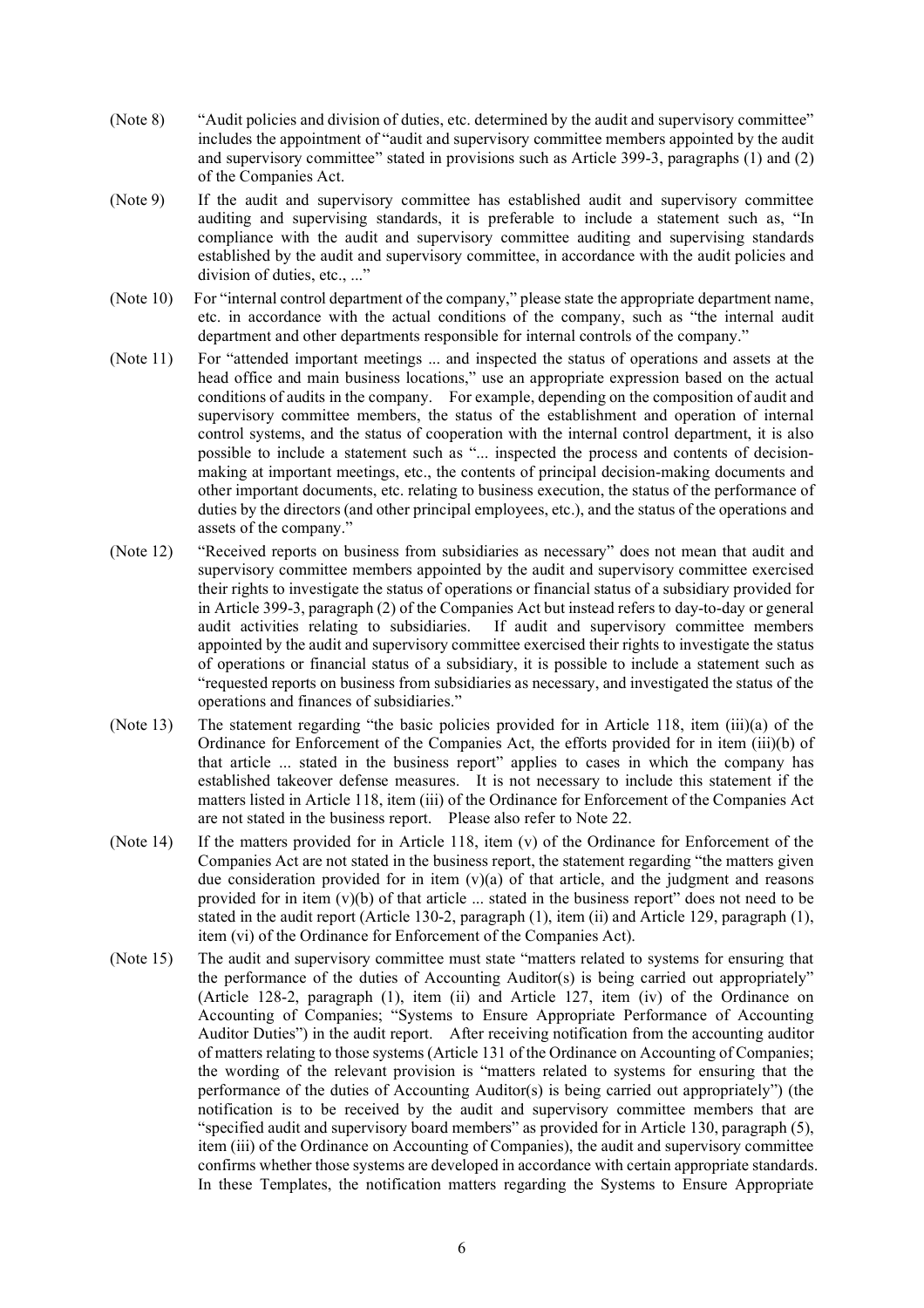(Note 8) "Audit policies and division of duties, etc. determined by the audit and supervisory committee" includes the appointment of "audit and supervisory committee members appointed by the audit and supervisory committee" stated in provisions such as Article 399-3, paragraphs (1) and (2) of the Companies Act.

(Note 9) If the audit and supervisory committee has established audit and supervisory committee auditing and supervising standards, it is preferable to include a statement such as, "In compliance with the audit and supervisory committee auditing and supervising standards established by the audit and supervisory committee, in accordance with the audit policies and division of duties, etc., ..."

(Note 10) For "internal control department of the company," please state the appropriate department name, etc. in accordance with the actual conditions of the company, such as "the internal audit department and other departments responsible for internal controls of the company."

(Note 11) For "attended important meetings ... and inspected the status of operations and assets at the head office and main business locations," use an appropriate expression based on the actual conditions of audits in the company. For example, depending on the composition of audit and supervisory committee members, the status of the establishment and operation of internal control systems, and the status of cooperation with the internal control department, it is also possible to include a statement such as "... inspected the process and contents of decision-making at important meetings, etc., the contents of principal decision-making documents and other important documents, etc. relating to business execution, the status of the performance of duties by the directors (and other principal employees, etc.), and the status of the operations and assets of the company."

(Note 12) "Received reports on business from subsidiaries as necessary" does not mean that audit and supervisory committee members appointed by the audit and supervisory committee exercised their rights to investigate the status of operations or financial status of a subsidiary provided for in Article 399-3, paragraph (2) of the Companies Act but instead refers to day-to-day or general audit activities relating to subsidiaries. If audit and supervisory committee members appointed by the audit and supervisory committee exercised their rights to investigate the status of operations or financial status of a subsidiary, it is possible to include a statement such as "requested reports on business from subsidiaries as necessary, and investigated the status of the operations and finances of subsidiaries."

(Note 13) The statement regarding "the basic policies provided for in Article 118, item (iii)(a) of the Ordinance for Enforcement of the Companies Act, the efforts provided for in item (iii)(b) of that article ... stated in the business report" applies to cases in which the company has established takeover defense measures. It is not necessary to include this statement if the matters listed in Article 118, item (iii) of the Ordinance for Enforcement of the Companies Act are not stated in the business report. Please also refer to Note 22.

(Note 14) If the matters provided for in Article 118, item (v) of the Ordinance for Enforcement of the Companies Act are not stated in the business report, the statement regarding "the matters given due consideration provided for in item (v)(a) of that article, and the judgment and reasons provided for in item (v)(b) of that article ... stated in the business report" does not need to be stated in the audit report (Article 130-2, paragraph (1), item (ii) and Article 129, paragraph (1), item (vi) of the Ordinance for Enforcement of the Companies Act).

(Note 15) The audit and supervisory committee must state "matters related to systems for ensuring that the performance of the duties of Accounting Auditor(s) is being carried out appropriately" (Article 128-2, paragraph (1), item (ii) and Article 127, item (iv) of the Ordinance on Accounting of Companies; "Systems to Ensure Appropriate Performance of Accounting Auditor Duties") in the audit report. After receiving notification from the accounting auditor of matters relating to those systems (Article 131 of the Ordinance on Accounting of Companies; the wording of the relevant provision is "matters related to systems for ensuring that the performance of the duties of Accounting Auditor(s) is being carried out appropriately") (the notification is to be received by the audit and supervisory committee members that are "specified audit and supervisory board members" as provided for in Article 130, paragraph (5), item (iii) of the Ordinance on Accounting of Companies), the audit and supervisory committee confirms whether those systems are developed in accordance with certain appropriate standards. In these Templates, the notification matters regarding the Systems to Ensure Appropriate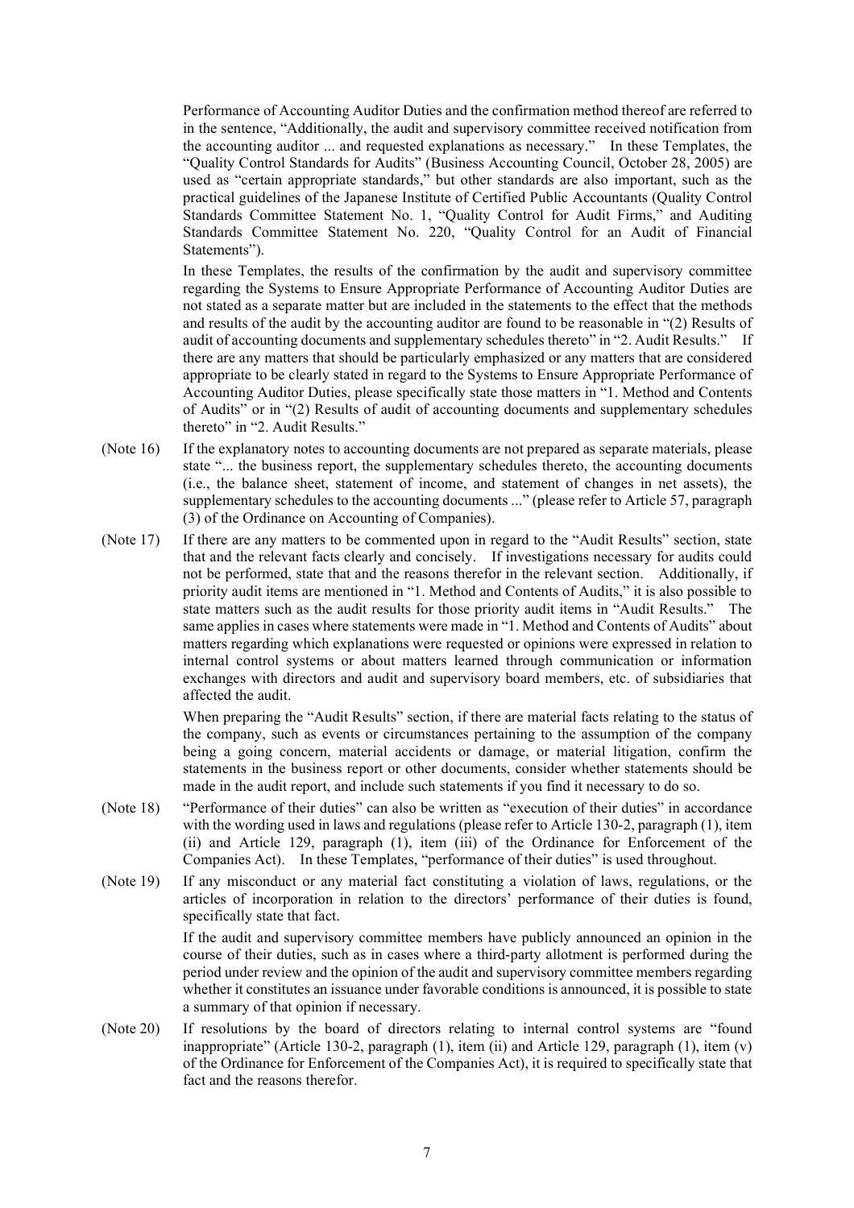Performance of Accounting Auditor Duties and the confirmation method thereof are referred to in the sentence, "Additionally, the audit and supervisory committee received notification from the accounting auditor ... and requested explanations as necessary." In these Templates, the "Quality Control Standards for Audits" (Business Accounting Council, October 28, 2005) are used as "certain appropriate standards," but other standards are also important, such as the practical guidelines of the Japanese Institute of Certified Public Accountants (Quality Control Standards Committee Statement No. 1, "Quality Control for Audit Firms," and Auditing Standards Committee Statement No. 220, "Quality Control for an Audit of Financial Statements").

In these Templates, the results of the confirmation by the audit and supervisory committee regarding the Systems to Ensure Appropriate Performance of Accounting Auditor Duties are not stated as a separate matter but are included in the statements to the effect that the methods and results of the audit by the accounting auditor are found to be reasonable in "(2) Results of audit of accounting documents and supplementary schedules thereto" in "2. Audit Results." If there are any matters that should be particularly emphasized or any matters that are considered appropriate to be clearly stated in regard to the Systems to Ensure Appropriate Performance of Accounting Auditor Duties, please specifically state those matters in "1. Method and Contents of Audits" or in "(2) Results of audit of accounting documents and supplementary schedules thereto" in "2. Audit Results."

(Note 16) If the explanatory notes to accounting documents are not prepared as separate materials, please state "... the business report, the supplementary schedules thereto, the accounting documents (i.e., the balance sheet, statement of income, and statement of changes in net assets), the supplementary schedules to the accounting documents ..." (please refer to Article 57, paragraph (3) of the Ordinance on Accounting of Companies).

(Note 17) If there are any matters to be commented upon in regard to the "Audit Results" section, state that and the relevant facts clearly and concisely. If investigations necessary for audits could not be performed, state that and the reasons therefor in the relevant section. Additionally, if priority audit items are mentioned in "1. Method and Contents of Audits," it is also possible to state matters such as the audit results for those priority audit items in "Audit Results." The same applies in cases where statements were made in "1. Method and Contents of Audits" about matters regarding which explanations were requested or opinions were expressed in relation to internal control systems or about matters learned through communication or information exchanges with directors and audit and supervisory board members, etc. of subsidiaries that affected the audit.

When preparing the "Audit Results" section, if there are material facts relating to the status of the company, such as events or circumstances pertaining to the assumption of the company being a going concern, material accidents or damage, or material litigation, confirm the statements in the business report or other documents, consider whether statements should be made in the audit report, and include such statements if you find it necessary to do so.

(Note 18) "Performance of their duties" can also be written as "execution of their duties" in accordance with the wording used in laws and regulations (please refer to Article 130-2, paragraph (1), item (ii) and Article 129, paragraph (1), item (iii) of the Ordinance for Enforcement of the Companies Act). In these Templates, "performance of their duties" is used throughout.

(Note 19) If any misconduct or any material fact constituting a violation of laws, regulations, or the articles of incorporation in relation to the directors' performance of their duties is found, specifically state that fact.

If the audit and supervisory committee members have publicly announced an opinion in the course of their duties, such as in cases where a third-party allotment is performed during the period under review and the opinion of the audit and supervisory committee members regarding whether it constitutes an issuance under favorable conditions is announced, it is possible to state a summary of that opinion if necessary.

(Note 20) If resolutions by the board of directors relating to internal control systems are "found inappropriate" (Article 130-2, paragraph (1), item (ii) and Article 129, paragraph (1), item (v) of the Ordinance for Enforcement of the Companies Act), it is required to specifically state that fact and the reasons therefor.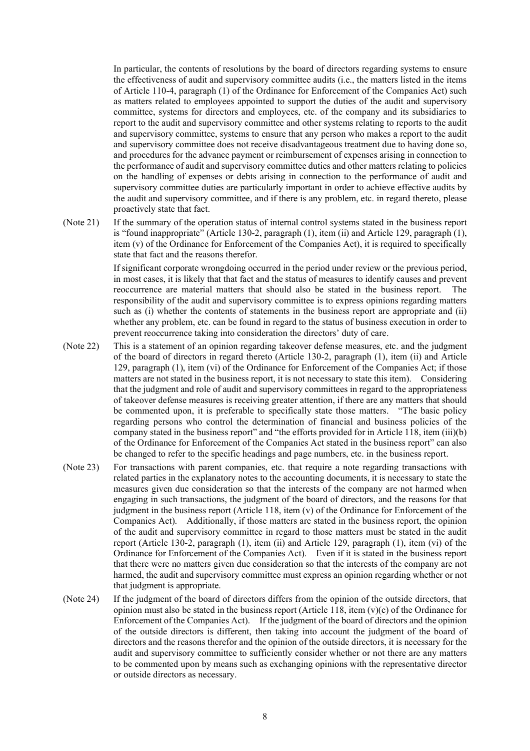In particular, the contents of resolutions by the board of directors regarding systems to ensure the effectiveness of audit and supervisory committee audits (i.e., the matters listed in the items of Article 110-4, paragraph (1) of the Ordinance for Enforcement of the Companies Act) such as matters related to employees appointed to support the duties of the audit and supervisory committee, systems for directors and employees, etc. of the company and its subsidiaries to report to the audit and supervisory committee and other systems relating to reports to the audit and supervisory committee, systems to ensure that any person who makes a report to the audit and supervisory committee does not receive disadvantageous treatment due to having done so, and procedures for the advance payment or reimbursement of expenses arising in connection to the performance of audit and supervisory committee duties and other matters relating to policies on the handling of expenses or debts arising in connection to the performance of audit and supervisory committee duties are particularly important in order to achieve effective audits by the audit and supervisory committee, and if there is any problem, etc. in regard thereto, please proactively state that fact.

(Note 21) If the summary of the operation status of internal control systems stated in the business report is "found inappropriate" (Article 130-2, paragraph (1), item (ii) and Article 129, paragraph (1), item (v) of the Ordinance for Enforcement of the Companies Act), it is required to specifically state that fact and the reasons therefor.

If significant corporate wrongdoing occurred in the period under review or the previous period, in most cases, it is likely that that fact and the status of measures to identify causes and prevent reoccurrence are material matters that should also be stated in the business report. The responsibility of the audit and supervisory committee is to express opinions regarding matters such as (i) whether the contents of statements in the business report are appropriate and (ii) whether any problem, etc. can be found in regard to the status of business execution in order to prevent reoccurrence taking into consideration the directors' duty of care.

(Note 22) This is a statement of an opinion regarding takeover defense measures, etc. and the judgment of the board of directors in regard thereto (Article 130-2, paragraph (1), item (ii) and Article 129, paragraph (1), item (vi) of the Ordinance for Enforcement of the Companies Act; if those matters are not stated in the business report, it is not necessary to state this item). Considering that the judgment and role of audit and supervisory committees in regard to the appropriateness of takeover defense measures is receiving greater attention, if there are any matters that should be commented upon, it is preferable to specifically state those matters. "The basic policy regarding persons who control the determination of financial and business policies of the company stated in the business report" and "the efforts provided for in Article 118, item (iii)(b) of the Ordinance for Enforcement of the Companies Act stated in the business report" can also be changed to refer to the specific headings and page numbers, etc. in the business report.

(Note 23) For transactions with parent companies, etc. that require a note regarding transactions with related parties in the explanatory notes to the accounting documents, it is necessary to state the measures given due consideration so that the interests of the company are not harmed when engaging in such transactions, the judgment of the board of directors, and the reasons for that judgment in the business report (Article 118, item (v) of the Ordinance for Enforcement of the Companies Act). Additionally, if those matters are stated in the business report, the opinion of the audit and supervisory committee in regard to those matters must be stated in the audit report (Article 130-2, paragraph (1), item (ii) and Article 129, paragraph (1), item (vi) of the Ordinance for Enforcement of the Companies Act). Even if it is stated in the business report that there were no matters given due consideration so that the interests of the company are not harmed, the audit and supervisory committee must express an opinion regarding whether or not that judgment is appropriate.

(Note 24) If the judgment of the board of directors differs from the opinion of the outside directors, that opinion must also be stated in the business report (Article 118, item (v)(c) of the Ordinance for Enforcement of the Companies Act). If the judgment of the board of directors and the opinion of the outside directors is different, then taking into account the judgment of the board of directors and the reasons therefor and the opinion of the outside directors, it is necessary for the audit and supervisory committee to sufficiently consider whether or not there are any matters to be commented upon by means such as exchanging opinions with the representative director or outside directors as necessary.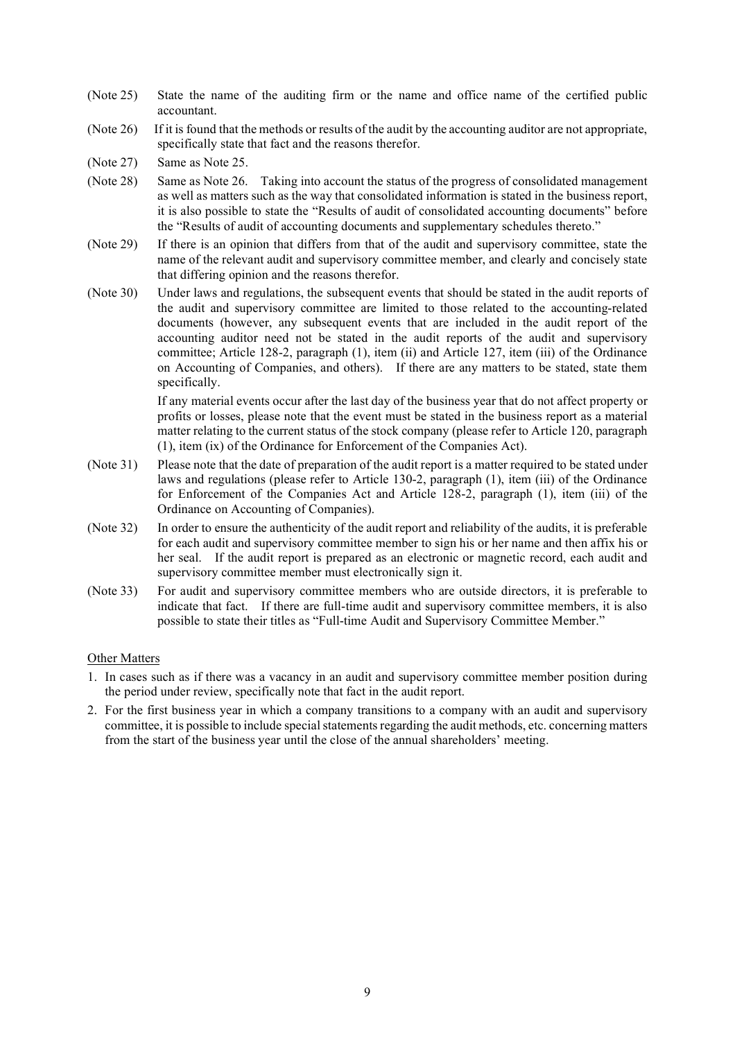(Note 25) State the name of the auditing firm or the name and office name of the certified public accountant.

(Note 26) If it is found that the methods or results of the audit by the accounting auditor are not appropriate, specifically state that fact and the reasons therefor.

(Note 27) Same as Note 25.

(Note 28) Same as Note 26. Taking into account the status of the progress of consolidated management as well as matters such as the way that consolidated information is stated in the business report, it is also possible to state the "Results of audit of consolidated accounting documents" before the "Results of audit of accounting documents and supplementary schedules thereto."

(Note 29) If there is an opinion that differs from that of the audit and supervisory committee, state the name of the relevant audit and supervisory committee member, and clearly and concisely state that differing opinion and the reasons therefor.

(Note 30) Under laws and regulations, the subsequent events that should be stated in the audit reports of the audit and supervisory committee are limited to those related to the accounting-related documents (however, any subsequent events that are included in the audit report of the accounting auditor need not be stated in the audit reports of the audit and supervisory committee; Article 128-2, paragraph (1), item (ii) and Article 127, item (iii) of the Ordinance on Accounting of Companies, and others). If there are any matters to be stated, state them specifically.

If any material events occur after the last day of the business year that do not affect property or profits or losses, please note that the event must be stated in the business report as a material matter relating to the current status of the stock company (please refer to Article 120, paragraph (1), item (ix) of the Ordinance for Enforcement of the Companies Act).

(Note 31) Please note that the date of preparation of the audit report is a matter required to be stated under laws and regulations (please refer to Article 130-2, paragraph (1), item (iii) of the Ordinance for Enforcement of the Companies Act and Article 128-2, paragraph (1), item (iii) of the Ordinance on Accounting of Companies).

(Note 32) In order to ensure the authenticity of the audit report and reliability of the audits, it is preferable for each audit and supervisory committee member to sign his or her name and then affix his or her seal. If the audit report is prepared as an electronic or magnetic record, each audit and supervisory committee member must electronically sign it.

(Note 33) For audit and supervisory committee members who are outside directors, it is preferable to indicate that fact. If there are full-time audit and supervisory committee members, it is also possible to state their titles as "Full-time Audit and Supervisory Committee Member."

Other Matters

1. In cases such as if there was a vacancy in an audit and supervisory committee member position during the period under review, specifically note that fact in the audit report.
2. For the first business year in which a company transitions to a company with an audit and supervisory committee, it is possible to include special statements regarding the audit methods, etc. concerning matters from the start of the business year until the close of the annual shareholders' meeting.